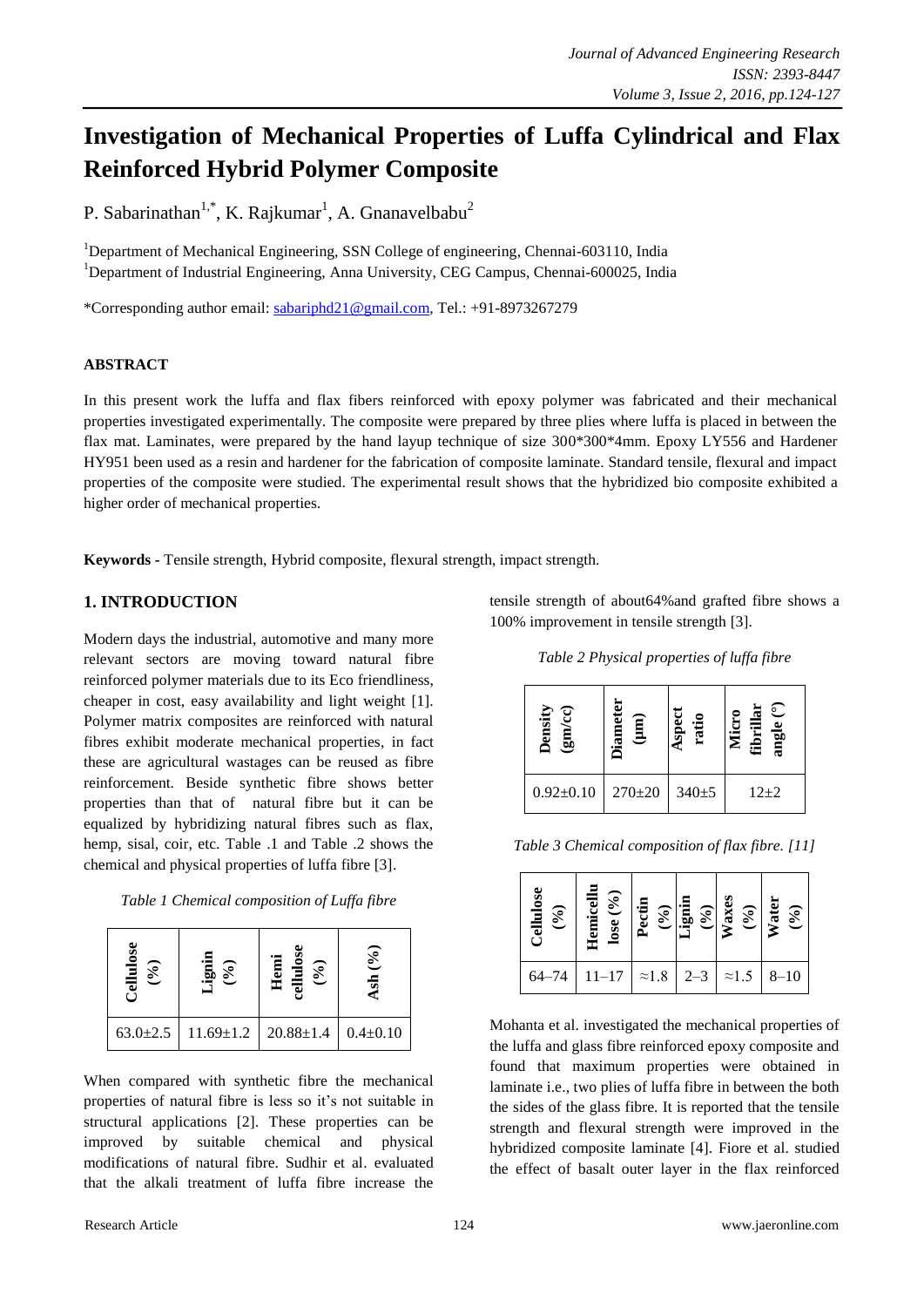# Investigation of Mechanical Properties of Luffa Cylindrical and Flax Reinforced Hybrid Polymer Composite

P. Sabarinathan[1,*], K. Rajkumar[1], A. Gnanavelbabu[2]

[1]Department of Mechanical Engineering, SSN College of engineering, Chennai-603110, India
[1]Department of Industrial Engineering, Anna University, CEG Campus, Chennai-600025, India

*Corresponding author email: sabariphd21@gmail.com, Tel.: +91-8973267279

## ABSTRACT

In this present work the luffa and flax fibers reinforced with epoxy polymer was fabricated and their mechanical properties investigated experimentally. The composite were prepared by three plies where luffa is placed in between the flax mat. Laminates, were prepared by the hand layup technique of size 300*300*4mm. Epoxy LY556 and Hardener HY951 been used as a resin and hardener for the fabrication of composite laminate. Standard tensile, flexural and impact properties of the composite were studied. The experimental result shows that the hybridized bio composite exhibited a higher order of mechanical properties.

**Keywords -** Tensile strength, Hybrid composite, flexural strength, impact strength.

## 1. INTRODUCTION

Modern days the industrial, automotive and many more relevant sectors are moving toward natural fibre reinforced polymer materials due to its Eco friendliness, cheaper in cost, easy availability and light weight [1]. Polymer matrix composites are reinforced with natural fibres exhibit moderate mechanical properties, in fact these are agricultural wastages can be reused as fibre reinforcement. Beside synthetic fibre shows better properties than that of natural fibre but it can be equalized by hybridizing natural fibres such as flax, hemp, sisal, coir, etc. Table .1 and Table .2 shows the chemical and physical properties of luffa fibre [3].

*Table 1 Chemical composition of Luffa fibre*

| Cellulose (%) | Lignin (%) | Hemi cellulose (%) | Ash (%) |
|---|---|---|---|
| 63.0±2.5 | 11.69±1.2 | 20.88±1.4 | 0.4±0.10 |

When compared with synthetic fibre the mechanical properties of natural fibre is less so it's not suitable in structural applications [2]. These properties can be improved by suitable chemical and physical modifications of natural fibre. Sudhir et al. evaluated that the alkali treatment of luffa fibre increase the tensile strength of about64%and grafted fibre shows a 100% improvement in tensile strength [3].

*Table 2 Physical properties of luffa fibre*

| Density (gm/cc) | Diameter (µm) | Aspect ratio | Micro fibrillar angle (°) |
|---|---|---|---|
| 0.92±0.10 | 270±20 | 340±5 | 12±2 |

*Table 3 Chemical composition of flax fibre. [11]*

| Cellulose (%) | Hemicellulose (%) | Pectin (%) | Lignin (%) | Waxes (%) | Water (%) |
|---|---|---|---|---|---|
| 64–74 | 11–17 | ≈1.8 | 2–3 | ≈1.5 | 8–10 |

Mohanta et al. investigated the mechanical properties of the luffa and glass fibre reinforced epoxy composite and found that maximum properties were obtained in laminate i.e., two plies of luffa fibre in between the both the sides of the glass fibre. It is reported that the tensile strength and flexural strength were improved in the hybridized composite laminate [4]. Fiore et al. studied the effect of basalt outer layer in the flax reinforced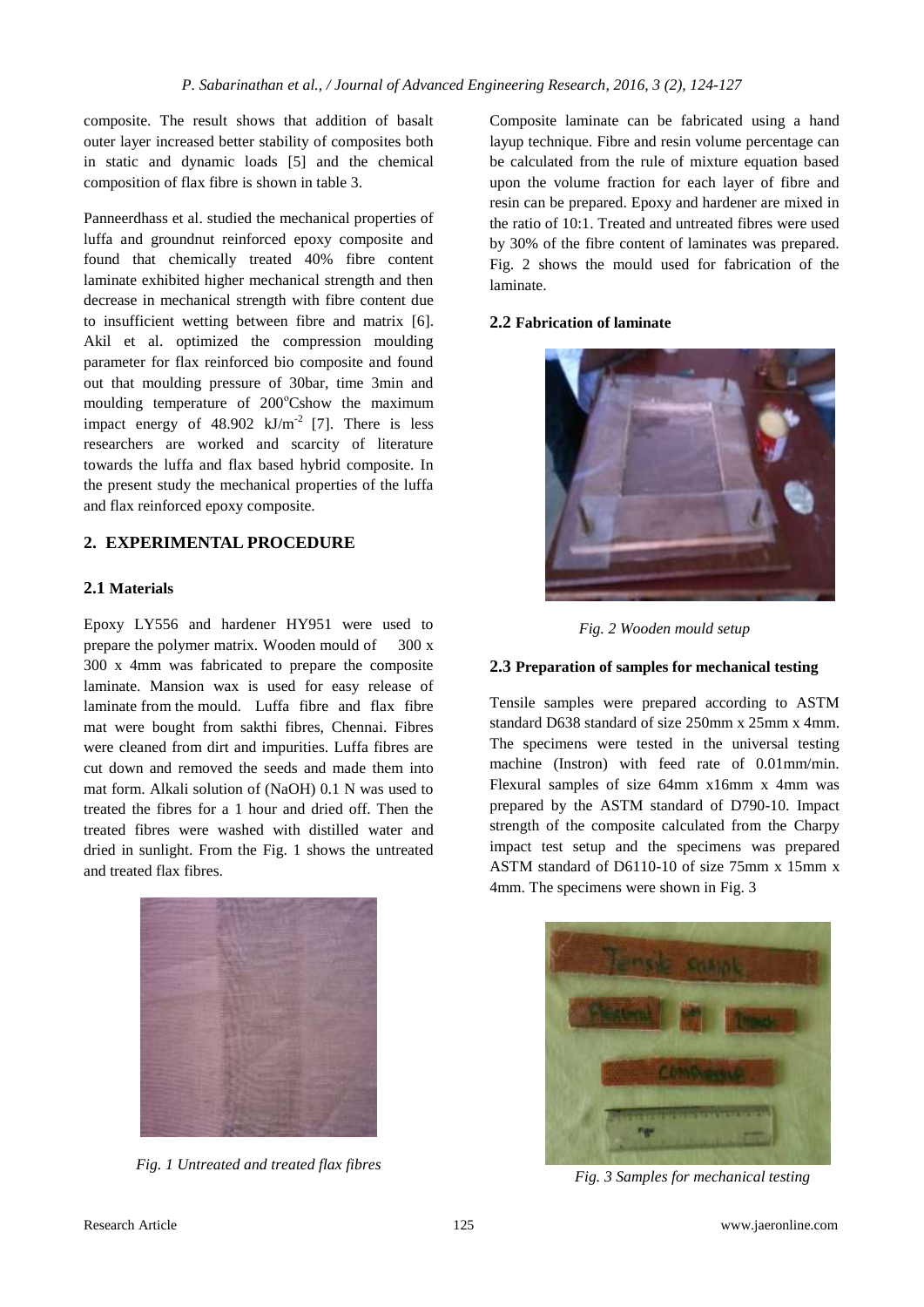composite. The result shows that addition of basalt outer layer increased better stability of composites both in static and dynamic loads [5] and the chemical composition of flax fibre is shown in table 3.

Panneerdhass et al. studied the mechanical properties of luffa and groundnut reinforced epoxy composite and found that chemically treated 40% fibre content laminate exhibited higher mechanical strength and then decrease in mechanical strength with fibre content due to insufficient wetting between fibre and matrix [6]. Akil et al. optimized the compression moulding parameter for flax reinforced bio composite and found out that moulding pressure of 30bar, time 3min and moulding temperature of 200°Cshow the maximum impact energy of 48.902 kJ/m$^{-2}$ [7]. There is less researchers are worked and scarcity of literature towards the luffa and flax based hybrid composite. In the present study the mechanical properties of the luffa and flax reinforced epoxy composite.

## 2. EXPERIMENTAL PROCEDURE

### 2.1 Materials

Epoxy LY556 and hardener HY951 were used to prepare the polymer matrix. Wooden mould of 300 x 300 x 4mm was fabricated to prepare the composite laminate. Mansion wax is used for easy release of laminate from the mould. Luffa fibre and flax fibre mat were bought from sakthi fibres, Chennai. Fibres were cleaned from dirt and impurities. Luffa fibres are cut down and removed the seeds and made them into mat form. Alkali solution of (NaOH) 0.1 N was used to treated the fibres for a 1 hour and dried off. Then the treated fibres were washed with distilled water and dried in sunlight. From the Fig. 1 shows the untreated and treated flax fibres.

*Fig. 1 Untreated and treated flax fibres*

Composite laminate can be fabricated using a hand layup technique. Fibre and resin volume percentage can be calculated from the rule of mixture equation based upon the volume fraction for each layer of fibre and resin can be prepared. Epoxy and hardener are mixed in the ratio of 10:1. Treated and untreated fibres were used by 30% of the fibre content of laminates was prepared. Fig. 2 shows the mould used for fabrication of the laminate.

### 2.2 Fabrication of laminate

*Fig. 2 Wooden mould setup*

### 2.3 Preparation of samples for mechanical testing

Tensile samples were prepared according to ASTM standard D638 standard of size 250mm x 25mm x 4mm. The specimens were tested in the universal testing machine (Instron) with feed rate of 0.01mm/min. Flexural samples of size 64mm x16mm x 4mm was prepared by the ASTM standard of D790-10. Impact strength of the composite calculated from the Charpy impact test setup and the specimens was prepared ASTM standard of D6110-10 of size 75mm x 15mm x 4mm. The specimens were shown in Fig. 3

*Fig. 3 Samples for mechanical testing*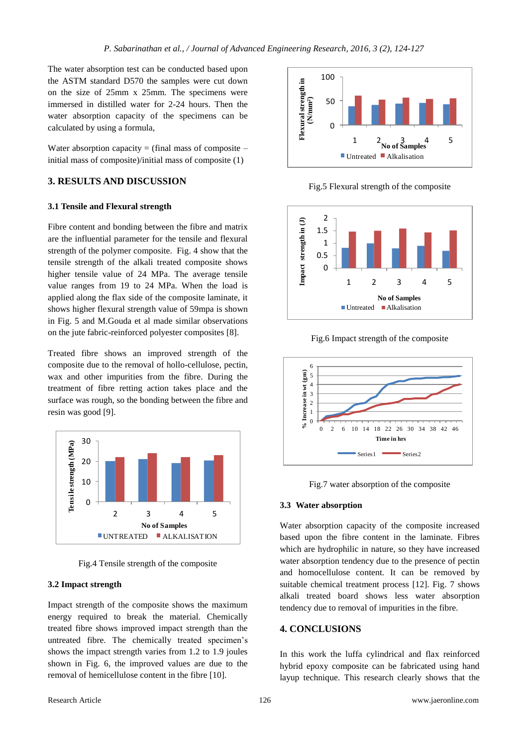The water absorption test can be conducted based upon the ASTM standard D570 the samples were cut down on the size of 25mm x 25mm. The specimens were immersed in distilled water for 2-24 hours. Then the water absorption capacity of the specimens can be calculated by using a formula,

Water absorption capacity = (final mass of composite – initial mass of composite)/initial mass of composite (1)

## 3. RESULTS AND DISCUSSION

### 3.1 Tensile and Flexural strength

Fibre content and bonding between the fibre and matrix are the influential parameter for the tensile and flexural strength of the polymer composite. Fig. 4 show that the tensile strength of the alkali treated composite shows higher tensile value of 24 MPa. The average tensile value ranges from 19 to 24 MPa. When the load is applied along the flax side of the composite laminate, it shows higher flexural strength value of 59mpa is shown in Fig. 5 and M.Gouda et al made similar observations on the jute fabric-reinforced polyester composites [8].

Treated fibre shows an improved strength of the composite due to the removal of hollo-cellulose, pectin, wax and other impurities from the fibre. During the treatment of fibre retting action takes place and the surface was rough, so the bonding between the fibre and resin was good [9].

Fig.4 Tensile strength of the composite

### 3.2 Impact strength

Impact strength of the composite shows the maximum energy required to break the material. Chemically treated fibre shows improved impact strength than the untreated fibre. The chemically treated specimen's shows the impact strength varies from 1.2 to 1.9 joules shown in Fig. 6, the improved values are due to the removal of hemicellulose content in the fibre [10].

Fig.5 Flexural strength of the composite

Fig.6 Impact strength of the composite

Fig.7 water absorption of the composite

### 3.3 Water absorption

Water absorption capacity of the composite increased based upon the fibre content in the laminate. Fibres which are hydrophilic in nature, so they have increased water absorption tendency due to the presence of pectin and homocellulose content. It can be removed by suitable chemical treatment process [12]. Fig. 7 shows alkali treated board shows less water absorption tendency due to removal of impurities in the fibre.

## 4. CONCLUSIONS

In this work the luffa cylindrical and flax reinforced hybrid epoxy composite can be fabricated using hand layup technique. This research clearly shows that the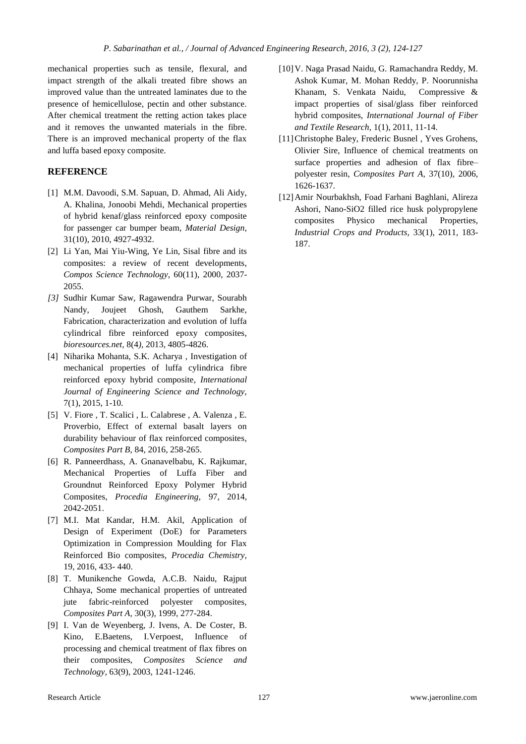mechanical properties such as tensile, flexural, and impact strength of the alkali treated fibre shows an improved value than the untreated laminates due to the presence of hemicellulose, pectin and other substance. After chemical treatment the retting action takes place and it removes the unwanted materials in the fibre. There is an improved mechanical property of the flax and luffa based epoxy composite.

## REFERENCE

[1] M.M. Davoodi, S.M. Sapuan, D. Ahmad, Ali Aidy, A. Khalina, Jonoobi Mehdi, Mechanical properties of hybrid kenaf/glass reinforced epoxy composite for passenger car bumper beam, *Material Design,* 31(10), 2010, 4927-4932.

[2] Li Yan, Mai Yiu-Wing, Ye Lin, Sisal fibre and its composites: a review of recent developments, *Compos Science Technology,* 60(11), 2000, 2037-2055.

*[3]* Sudhir Kumar Saw, Ragawendra Purwar, Sourabh Nandy, Joujeet Ghosh, Gauthem Sarkhe, Fabrication, characterization and evolution of luffa cylindrical fibre reinforced epoxy composites, *bioresources.net,* 8(4*),* 2013, 4805-4826.

[4] Niharika Mohanta, S.K. Acharya , Investigation of mechanical properties of luffa cylindrica fibre reinforced epoxy hybrid composite, *International Journal of Engineering Science and Technology,* 7(1), 2015, 1-10.

[5] V. Fiore , T. Scalici , L. Calabrese , A. Valenza , E. Proverbio, Effect of external basalt layers on durability behaviour of flax reinforced composites, *Composites Part B,* 84, 2016, 258-265.

[6] R. Panneerdhass, A. Gnanavelbabu, K. Rajkumar, Mechanical Properties of Luffa Fiber and Groundnut Reinforced Epoxy Polymer Hybrid Composites, *Procedia Engineering,* 97, 2014, 2042-2051.

[7] M.I. Mat Kandar, H.M. Akil, Application of Design of Experiment (DoE) for Parameters Optimization in Compression Moulding for Flax Reinforced Bio composites, *Procedia Chemistry,* 19, 2016, 433- 440.

[8] T. Munikenche Gowda, A.C.B. Naidu, Rajput Chhaya, Some mechanical properties of untreated jute fabric-reinforced polyester composites, *Composites Part A,* 30(3), 1999, 277-284.

[9] I. Van de Weyenberg, J. Ivens, A. De Coster, B. Kino, E.Baetens, I.Verpoest, Influence of processing and chemical treatment of flax fibres on their composites, *Composites Science and Technology,* 63(9), 2003, 1241-1246.

[10] V. Naga Prasad Naidu, G. Ramachandra Reddy, M. Ashok Kumar, M. Mohan Reddy, P. Noorunnisha Khanam, S. Venkata Naidu, Compressive & impact properties of sisal/glass fiber reinforced hybrid composites, *International Journal of Fiber and Textile Research,* 1(1), 2011, 11-14.

[11] Christophe Baley, Frederic Busnel , Yves Grohens, Olivier Sire, Influence of chemical treatments on surface properties and adhesion of flax fibre–polyester resin, *Composites Part A,* 37(10), 2006, 1626-1637.

[12] Amir Nourbakhsh, Foad Farhani Baghlani, Alireza Ashori, Nano-SiO2 filled rice husk polypropylene composites Physico mechanical Properties, *Industrial Crops and Products,* 33(1), 2011, 183-187.